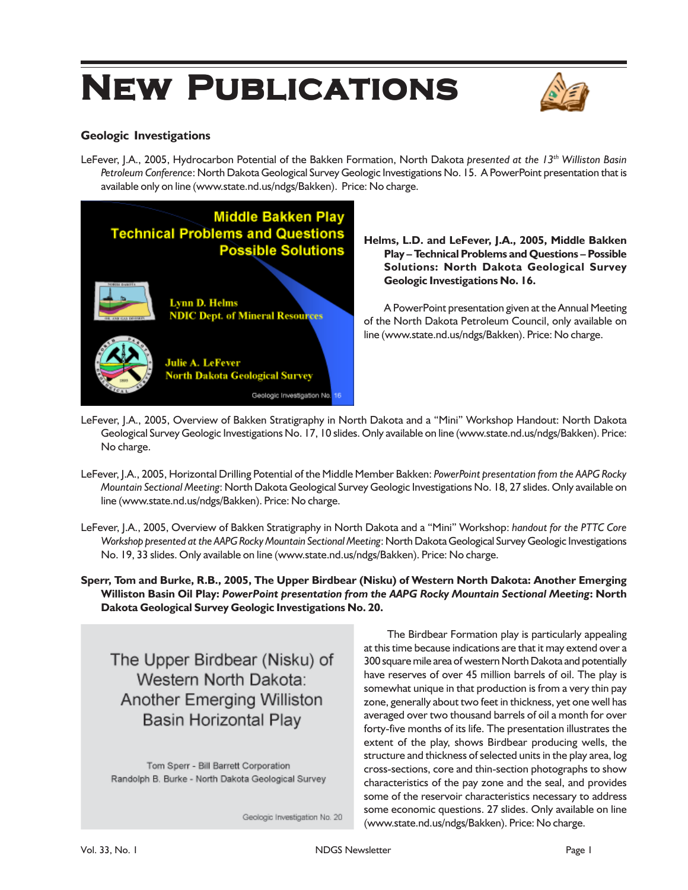# New Publications

### Geologic Investigations

LeFever, J.A., 2005, Hydrocarbon Potential of the Bakken Formation, North Dakota *presented at the 13th Williston Basin Petroleum Conference*: North Dakota Geological Survey Geologic Investigations No. 15. A PowerPoint presentation that is available only on line (www.state.nd.us/ndgs/Bakken). Price: No charge.

**Helms, L.D. and LeFever, J.A., 2005, Middle Bakken Play – Technical Problems and Questions – Possible Solutions: North Dakota Geological Survey Geologic Investigations No. 16.**

A PowerPoint presentation given at the Annual Meeting of the North Dakota Petroleum Council, only available on line (www.state.nd.us/ndgs/Bakken). Price: No charge.

LeFever, J.A., 2005, Overview of Bakken Stratigraphy in North Dakota and a "Mini" Workshop Handout: North Dakota Geological Survey Geologic Investigations No. 17, 10 slides. Only available on line (www.state.nd.us/ndgs/Bakken). Price: No charge.

LeFever, J.A., 2005, Horizontal Drilling Potential of the Middle Member Bakken: *PowerPoint presentation from the AAPG Rocky Mountain Sectional Meeting*: North Dakota Geological Survey Geologic Investigations No. 18, 27 slides. Only available on line (www.state.nd.us/ndgs/Bakken). Price: No charge.

LeFever, J.A., 2005, Overview of Bakken Stratigraphy in North Dakota and a "Mini" Workshop: *handout for the PTTC Core Workshop presented at the AAPG Rocky Mountain Sectional Meeting*: North Dakota Geological Survey Geologic Investigations No. 19, 33 slides. Only available on line (www.state.nd.us/ndgs/Bakken). Price: No charge.

**Sperr, Tom and Burke, R.B., 2005, The Upper Birdbear (Nisku) of Western North Dakota: Another Emerging Williston Basin Oil Play: *PowerPoint presentation from the AAPG Rocky Mountain Sectional Meeting*: North Dakota Geological Survey Geologic Investigations No. 20.**

The Birdbear Formation play is particularly appealing at this time because indications are that it may extend over a 300 square mile area of western North Dakota and potentially have reserves of over 45 million barrels of oil. The play is somewhat unique in that production is from a very thin pay zone, generally about two feet in thickness, yet one well has averaged over two thousand barrels of oil a month for over forty-five months of its life. The presentation illustrates the extent of the play, shows Birdbear producing wells, the structure and thickness of selected units in the play area, log cross-sections, core and thin-section photographs to show characteristics of the pay zone and the seal, and provides some of the reservoir characteristics necessary to address some economic questions. 27 slides. Only available on line (www.state.nd.us/ndgs/Bakken). Price: No charge.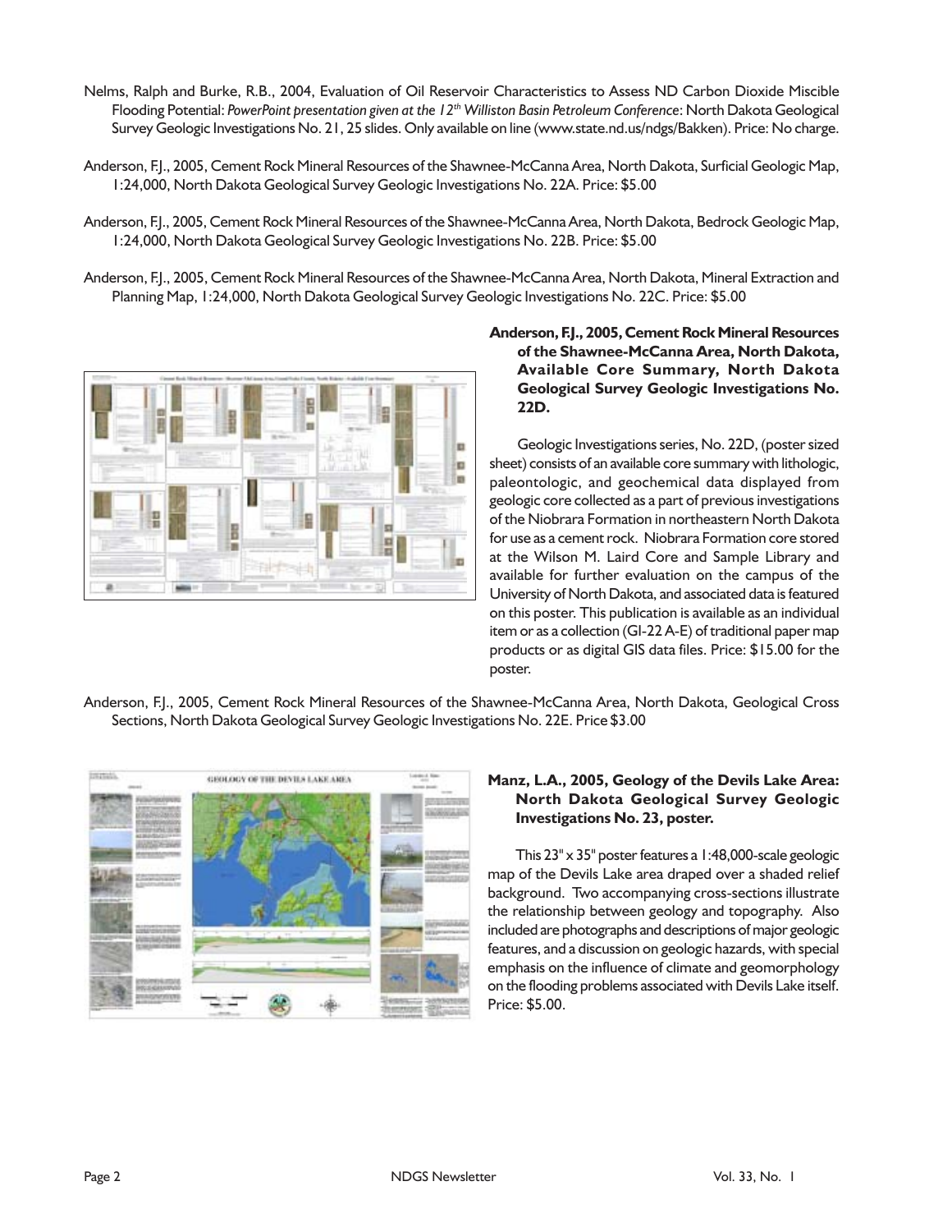Nelms, Ralph and Burke, R.B., 2004, Evaluation of Oil Reservoir Characteristics to Assess ND Carbon Dioxide Miscible Flooding Potential: *PowerPoint presentation given at the 12th Williston Basin Petroleum Conference*: North Dakota Geological Survey Geologic Investigations No. 21, 25 slides. Only available on line (www.state.nd.us/ndgs/Bakken). Price: No charge.

Anderson, F.J., 2005, Cement Rock Mineral Resources of the Shawnee-McCanna Area, North Dakota, Surficial Geologic Map, 1:24,000, North Dakota Geological Survey Geologic Investigations No. 22A. Price: $5.00

Anderson, F.J., 2005, Cement Rock Mineral Resources of the Shawnee-McCanna Area, North Dakota, Bedrock Geologic Map, 1:24,000, North Dakota Geological Survey Geologic Investigations No. 22B. Price: $5.00

Anderson, F.J., 2005, Cement Rock Mineral Resources of the Shawnee-McCanna Area, North Dakota, Mineral Extraction and Planning Map, 1:24,000, North Dakota Geological Survey Geologic Investigations No. 22C. Price: $5.00

**Anderson, F.J., 2005, Cement Rock Mineral Resources of the Shawnee-McCanna Area, North Dakota, Available Core Summary, North Dakota Geological Survey Geologic Investigations No. 22D.**

Geologic Investigations series, No. 22D, (poster sized sheet) consists of an available core summary with lithologic, paleontologic, and geochemical data displayed from geologic core collected as a part of previous investigations of the Niobrara Formation in northeastern North Dakota for use as a cement rock. Niobrara Formation core stored at the Wilson M. Laird Core and Sample Library and available for further evaluation on the campus of the University of North Dakota, and associated data is featured on this poster. This publication is available as an individual item or as a collection (GI-22 A-E) of traditional paper map products or as digital GIS data files. Price: $15.00 for the poster.

Anderson, F.J., 2005, Cement Rock Mineral Resources of the Shawnee-McCanna Area, North Dakota, Geological Cross Sections, North Dakota Geological Survey Geologic Investigations No. 22E. Price $3.00

**Manz, L.A., 2005, Geology of the Devils Lake Area: North Dakota Geological Survey Geologic Investigations No. 23, poster.**

This 23" x 35" poster features a 1:48,000-scale geologic map of the Devils Lake area draped over a shaded relief background. Two accompanying cross-sections illustrate the relationship between geology and topography. Also included are photographs and descriptions of major geologic features, and a discussion on geologic hazards, with special emphasis on the influence of climate and geomorphology on the flooding problems associated with Devils Lake itself. Price: $5.00.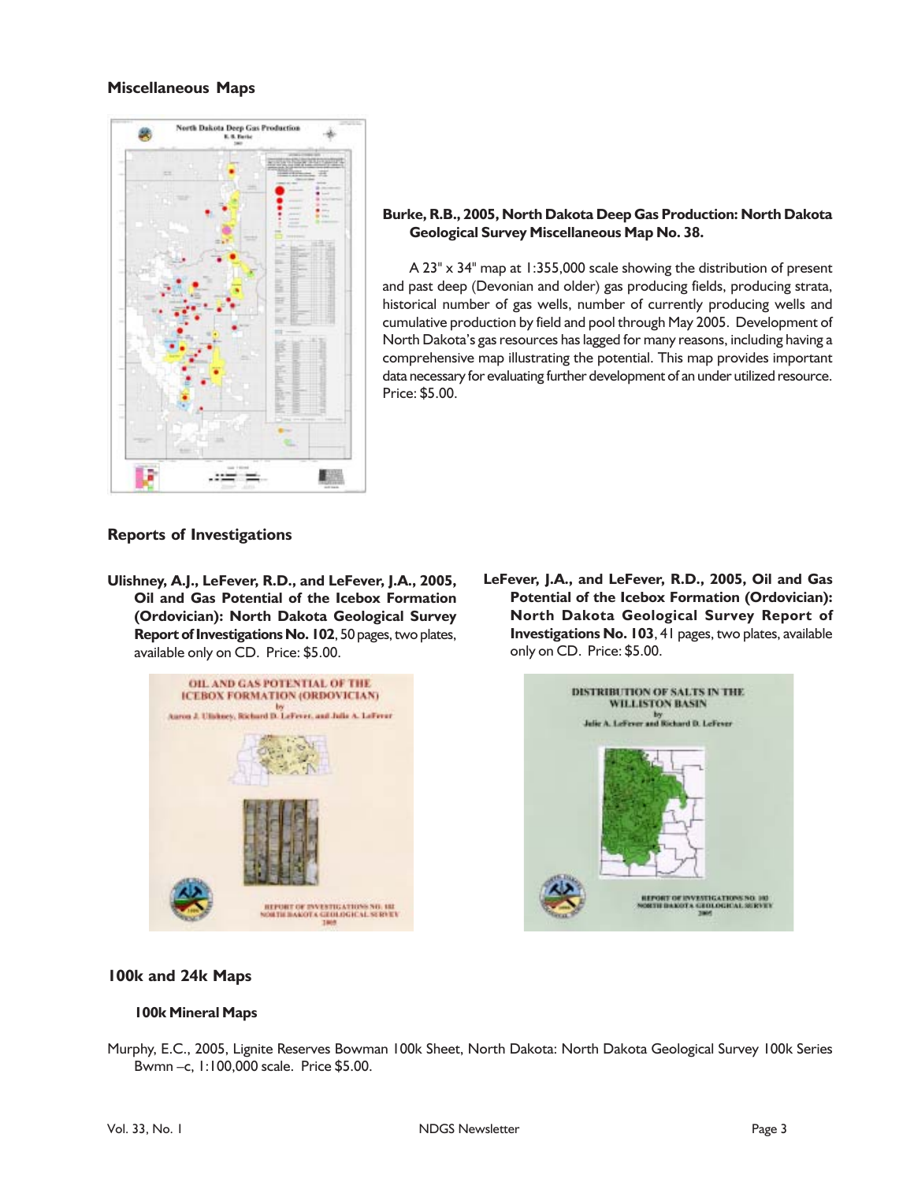## Miscellaneous Maps

**Burke, R.B., 2005, North Dakota Deep Gas Production: North Dakota Geological Survey Miscellaneous Map No. 38.**

A 23" x 34" map at 1:355,000 scale showing the distribution of present and past deep (Devonian and older) gas producing fields, producing strata, historical number of gas wells, number of currently producing wells and cumulative production by field and pool through May 2005. Development of North Dakota's gas resources has lagged for many reasons, including having a comprehensive map illustrating the potential. This map provides important data necessary for evaluating further development of an under utilized resource. Price: $5.00.

## Reports of Investigations

**Ulishney, A.J., LeFever, R.D., and LeFever, J.A., 2005, Oil and Gas Potential of the Icebox Formation (Ordovician): North Dakota Geological Survey Report of Investigations No. 102**, 50 pages, two plates, available only on CD. Price: $5.00.

**LeFever, J.A., and LeFever, R.D., 2005, Oil and Gas Potential of the Icebox Formation (Ordovician): North Dakota Geological Survey Report of Investigations No. 103**, 41 pages, two plates, available only on CD. Price: $5.00.

## 100k and 24k Maps

### 100k Mineral Maps

Murphy, E.C., 2005, Lignite Reserves Bowman 100k Sheet, North Dakota: North Dakota Geological Survey 100k Series Bwmn –c, 1:100,000 scale. Price $5.00.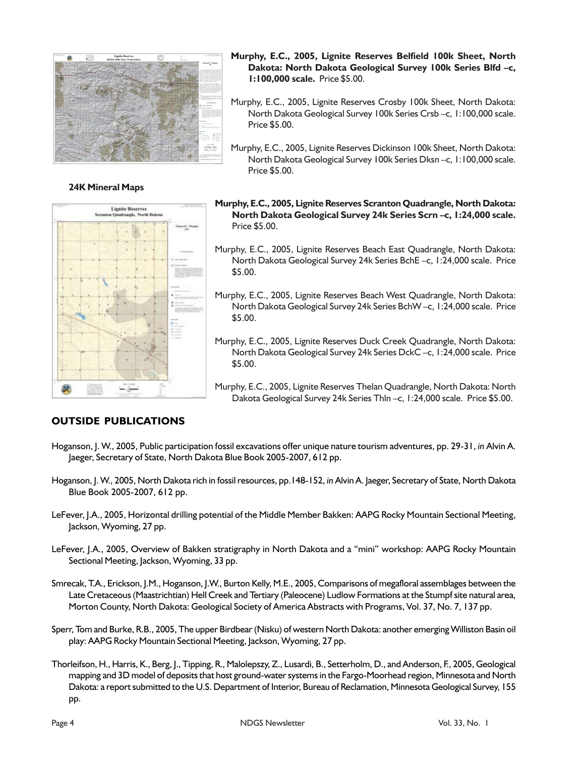**Murphy, E.C., 2005, Lignite Reserves Belfield 100k Sheet, North Dakota: North Dakota Geological Survey 100k Series Blfd –c, 1:100,000 scale.** Price $5.00.

Murphy, E.C., 2005, Lignite Reserves Crosby 100k Sheet, North Dakota: North Dakota Geological Survey 100k Series Crsb –c, 1:100,000 scale. Price $5.00.

Murphy, E.C., 2005, Lignite Reserves Dickinson 100k Sheet, North Dakota: North Dakota Geological Survey 100k Series Dksn –c, 1:100,000 scale. Price $5.00.

**24K Mineral Maps**

**Murphy, E.C., 2005, Lignite Reserves Scranton Quadrangle, North Dakota: North Dakota Geological Survey 24k Series Scrn –c, 1:24,000 scale.** Price $5.00.

Murphy, E.C., 2005, Lignite Reserves Beach East Quadrangle, North Dakota: North Dakota Geological Survey 24k Series BchE –c, 1:24,000 scale. Price $5.00.

Murphy, E.C., 2005, Lignite Reserves Beach West Quadrangle, North Dakota: North Dakota Geological Survey 24k Series BchW –c, 1:24,000 scale. Price $5.00.

Murphy, E.C., 2005, Lignite Reserves Duck Creek Quadrangle, North Dakota: North Dakota Geological Survey 24k Series DckC –c, 1:24,000 scale. Price $5.00.

Murphy, E.C., 2005, Lignite Reserves Thelan Quadrangle, North Dakota: North Dakota Geological Survey 24k Series Thln –c, 1:24,000 scale. Price $5.00.

## OUTSIDE PUBLICATIONS

Hoganson, J. W., 2005, Public participation fossil excavations offer unique nature tourism adventures, pp. 29-31, *in* Alvin A. Jaeger, Secretary of State, North Dakota Blue Book 2005-2007, 612 pp.

Hoganson, J. W., 2005, North Dakota rich in fossil resources, pp.148-152, *in* Alvin A. Jaeger, Secretary of State, North Dakota Blue Book 2005-2007, 612 pp.

LeFever, J.A., 2005, Horizontal drilling potential of the Middle Member Bakken: AAPG Rocky Mountain Sectional Meeting, Jackson, Wyoming, 27 pp.

LeFever, J.A., 2005, Overview of Bakken stratigraphy in North Dakota and a "mini" workshop: AAPG Rocky Mountain Sectional Meeting, Jackson, Wyoming, 33 pp.

Smrecak, T.A., Erickson, J.M., Hoganson, J.W., Burton Kelly, M.E., 2005, Comparisons of megafloral assemblages between the Late Cretaceous (Maastrichtian) Hell Creek and Tertiary (Paleocene) Ludlow Formations at the Stumpf site natural area, Morton County, North Dakota: Geological Society of America Abstracts with Programs, Vol. 37, No. 7, 137 pp.

Sperr, Tom and Burke, R.B., 2005, The upper Birdbear (Nisku) of western North Dakota: another emerging Williston Basin oil play: AAPG Rocky Mountain Sectional Meeting, Jackson, Wyoming, 27 pp.

Thorleifson, H., Harris, K., Berg, J., Tipping, R., Malolepszy, Z., Lusardi, B., Setterholm, D., and Anderson, F., 2005, Geological mapping and 3D model of deposits that host ground-water systems in the Fargo-Moorhead region, Minnesota and North Dakota: a report submitted to the U.S. Department of Interior, Bureau of Reclamation, Minnesota Geological Survey, 155 pp.